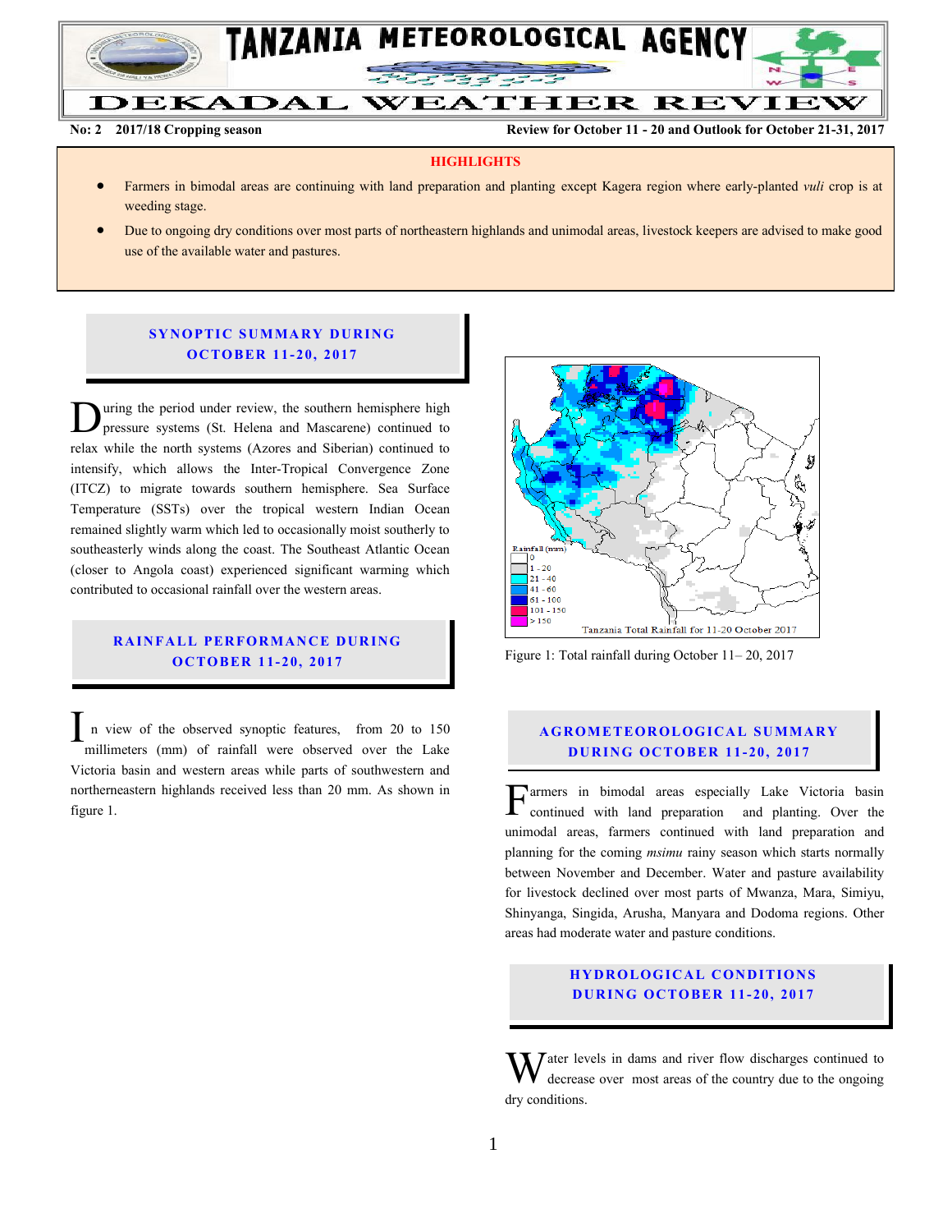# TANZANIA METEOROLOGICAL AGENCY

## DEKADAL WEATHER REVIEW

**No: 2 2017/18 Cropping season** **Review for October 11 - 20 and Outlook for October 21-31, 2017**

**HIGHLIGHTS**

- Farmers in bimodal areas are continuing with land preparation and planting except Kagera region where early-planted *vuli* crop is at weeding stage.
- Due to ongoing dry conditions over most parts of northeastern highlands and unimodal areas, livestock keepers are advised to make good use of the available water and pastures.

### SYNOPTIC SUMMARY DURING OCTOBER 11-20, 2017

During the period under review, the southern hemisphere high pressure systems (St. Helena and Mascarene) continued to relax while the north systems (Azores and Siberian) continued to intensify, which allows the Inter-Tropical Convergence Zone (ITCZ) to migrate towards southern hemisphere. Sea Surface Temperature (SSTs) over the tropical western Indian Ocean remained slightly warm which led to occasionally moist southerly to southeasterly winds along the coast. The Southeast Atlantic Ocean (closer to Angola coast) experienced significant warming which contributed to occasional rainfall over the western areas.

### RAINFALL PERFORMANCE DURING OCTOBER 11-20, 2017

In view of the observed synoptic features, from 20 to 150 millimeters (mm) of rainfall were observed over the Lake Victoria basin and western areas while parts of southwestern and northerneastern highlands received less than 20 mm. As shown in figure 1.

Rainfall (mm): 0; 1 - 20; 21 - 40; 41 - 60; 61 - 100; 101 - 150; > 150

Tanzania Total Rainfall for 11-20 October 2017

Figure 1: Total rainfall during October 11– 20, 2017

### AGROMETEOROLOGICAL SUMMARY DURING OCTOBER 11-20, 2017

Farmers in bimodal areas especially Lake Victoria basin continued with land preparation and planting. Over the unimodal areas, farmers continued with land preparation and planning for the coming *msimu* rainy season which starts normally between November and December. Water and pasture availability for livestock declined over most parts of Mwanza, Mara, Simiyu, Shinyanga, Singida, Arusha, Manyara and Dodoma regions. Other areas had moderate water and pasture conditions.

### HYDROLOGICAL CONDITIONS DURING OCTOBER 11-20, 2017

Water levels in dams and river flow discharges continued to decrease over most areas of the country due to the ongoing dry conditions.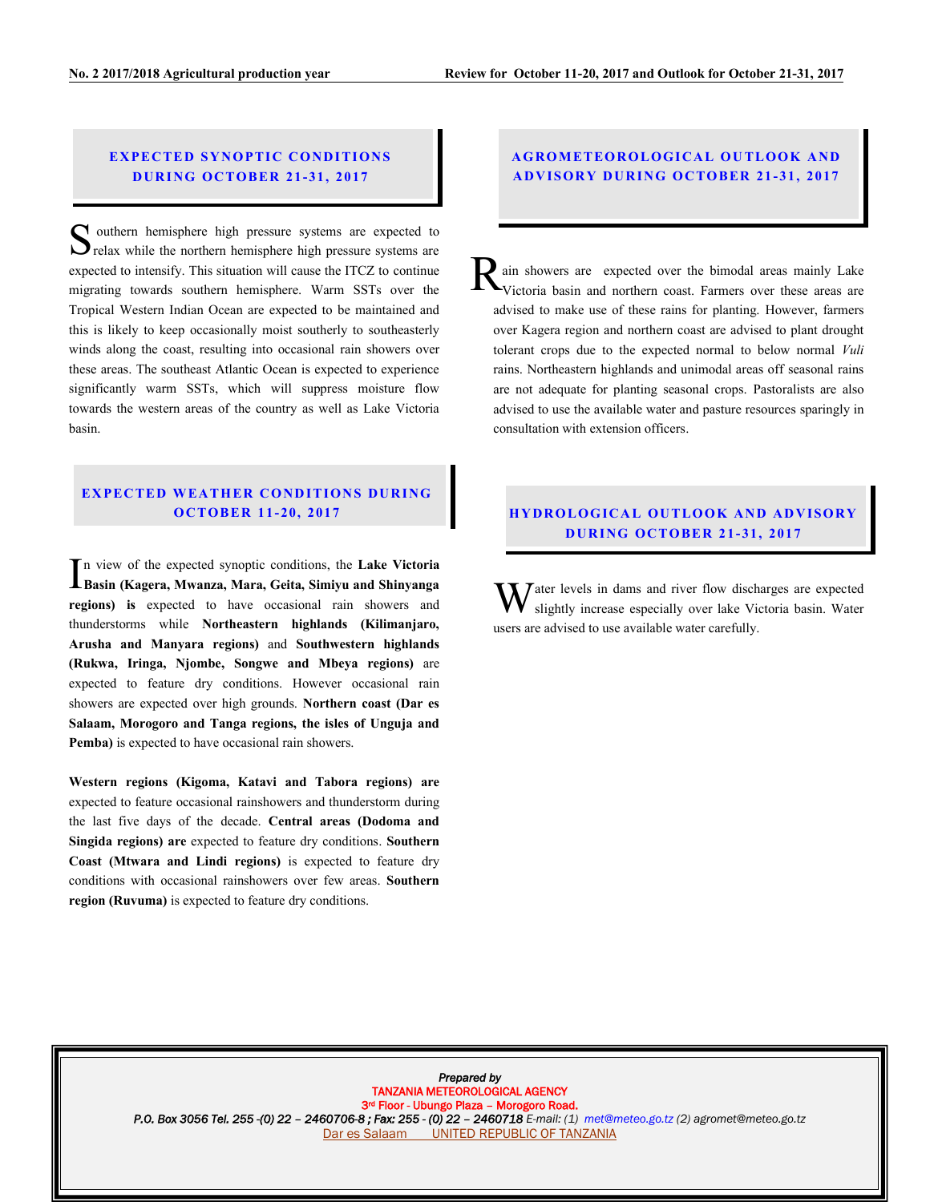## EXPECTED SYNOPTIC CONDITIONS DURING OCTOBER 21-31, 2017

Southern hemisphere high pressure systems are expected to relax while the northern hemisphere high pressure systems are expected to intensify. This situation will cause the ITCZ to continue migrating towards southern hemisphere. Warm SSTs over the Tropical Western Indian Ocean are expected to be maintained and this is likely to keep occasionally moist southerly to southeasterly winds along the coast, resulting into occasional rain showers over these areas. The southeast Atlantic Ocean is expected to experience significantly warm SSTs, which will suppress moisture flow towards the western areas of the country as well as Lake Victoria basin.

## EXPECTED WEATHER CONDITIONS DURING OCTOBER 11-20, 2017

In view of the expected synoptic conditions, the **Lake Victoria Basin (Kagera, Mwanza, Mara, Geita, Simiyu and Shinyanga regions) is** expected to have occasional rain showers and thunderstorms while **Northeastern highlands (Kilimanjaro, Arusha and Manyara regions)** and **Southwestern highlands (Rukwa, Iringa, Njombe, Songwe and Mbeya regions)** are expected to feature dry conditions. However occasional rain showers are expected over high grounds. **Northern coast (Dar es Salaam, Morogoro and Tanga regions, the isles of Unguja and Pemba)** is expected to have occasional rain showers.

**Western regions (Kigoma, Katavi and Tabora regions) are** expected to feature occasional rainshowers and thunderstorm during the last five days of the decade. **Central areas (Dodoma and Singida regions) are** expected to feature dry conditions. **Southern Coast (Mtwara and Lindi regions)** is expected to feature dry conditions with occasional rainshowers over few areas. **Southern region (Ruvuma)** is expected to feature dry conditions.

## AGROMETEOROLOGICAL OUTLOOK AND ADVISORY DURING OCTOBER 21-31, 2017

Rain showers are expected over the bimodal areas mainly Lake Victoria basin and northern coast. Farmers over these areas are advised to make use of these rains for planting. However, farmers over Kagera region and northern coast are advised to plant drought tolerant crops due to the expected normal to below normal *Vuli* rains. Northeastern highlands and unimodal areas off seasonal rains are not adequate for planting seasonal crops. Pastoralists are also advised to use the available water and pasture resources sparingly in consultation with extension officers.

## HYDROLOGICAL OUTLOOK AND ADVISORY DURING OCTOBER 21-31, 2017

Water levels in dams and river flow discharges are expected slightly increase especially over lake Victoria basin. Water users are advised to use available water carefully.

*Prepared by*
TANZANIA METEOROLOGICAL AGENCY
3rd Floor - Ubungo Plaza – Morogoro Road.
*P.O. Box 3056 Tel. 255 -(0) 22 – 2460706-8 ; Fax: 255 - (0) 22 – 2460718 E-mail: (1) met@meteo.go.tz (2) agromet@meteo.go.tz*
Dar es Salaam UNITED REPUBLIC OF TANZANIA